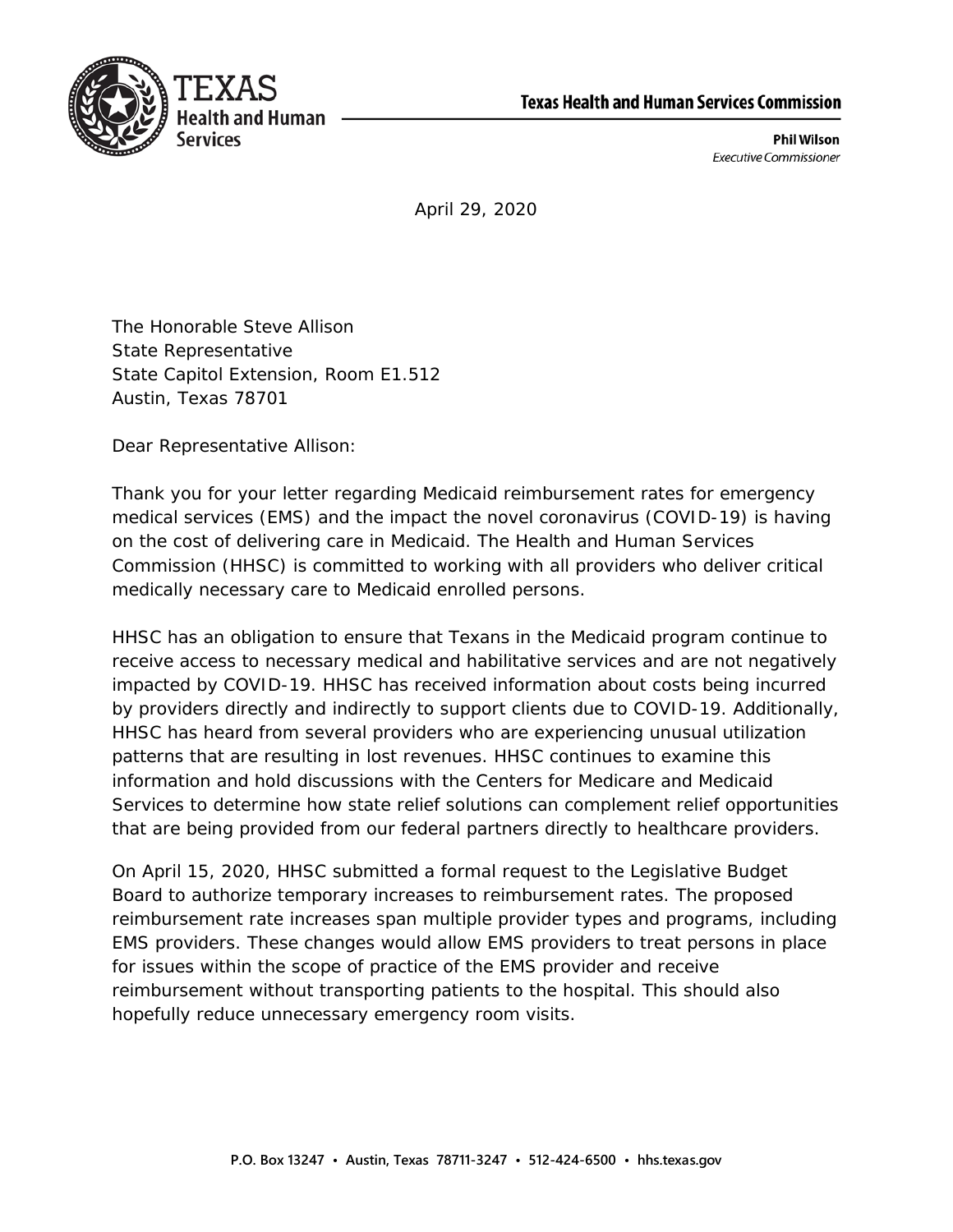**Texas Health and Human Services Commission**

**Phil Wilson**
*Executive Commissioner*

April 29, 2020

The Honorable Steve Allison
State Representative
State Capitol Extension, Room E1.512
Austin, Texas 78701

Dear Representative Allison:

Thank you for your letter regarding Medicaid reimbursement rates for emergency medical services (EMS) and the impact the novel coronavirus (COVID-19) is having on the cost of delivering care in Medicaid. The Health and Human Services Commission (HHSC) is committed to working with all providers who deliver critical medically necessary care to Medicaid enrolled persons.

HHSC has an obligation to ensure that Texans in the Medicaid program continue to receive access to necessary medical and habilitative services and are not negatively impacted by COVID-19. HHSC has received information about costs being incurred by providers directly and indirectly to support clients due to COVID-19. Additionally, HHSC has heard from several providers who are experiencing unusual utilization patterns that are resulting in lost revenues. HHSC continues to examine this information and hold discussions with the Centers for Medicare and Medicaid Services to determine how state relief solutions can complement relief opportunities that are being provided from our federal partners directly to healthcare providers.

On April 15, 2020, HHSC submitted a formal request to the Legislative Budget Board to authorize temporary increases to reimbursement rates. The proposed reimbursement rate increases span multiple provider types and programs, including EMS providers. These changes would allow EMS providers to treat persons in place for issues within the scope of practice of the EMS provider and receive reimbursement without transporting patients to the hospital. This should also hopefully reduce unnecessary emergency room visits.

P.O. Box 13247 • Austin, Texas 78711-3247 • 512-424-6500 • hhs.texas.gov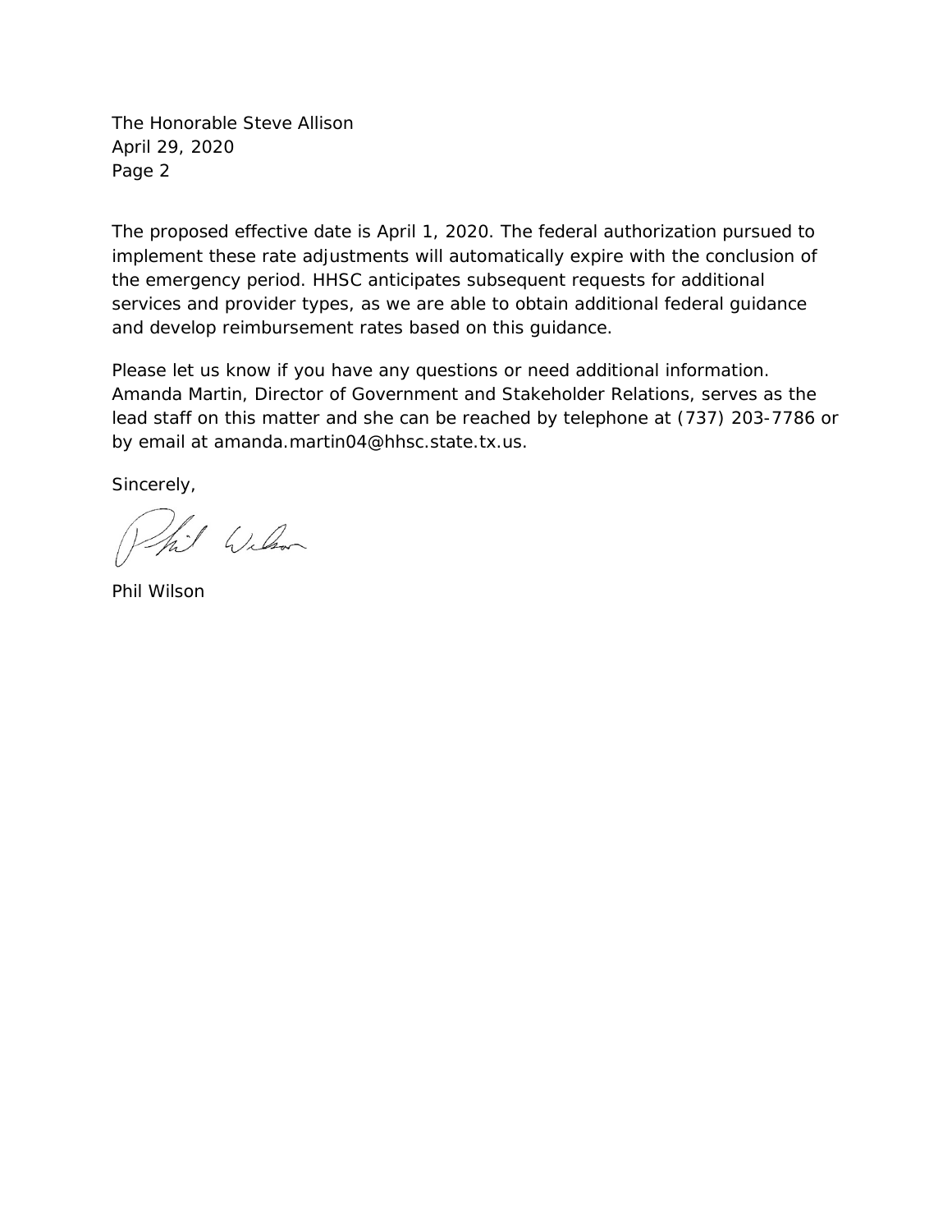The Honorable Steve Allison
April 29, 2020

The proposed effective date is April 1, 2020. The federal authorization pursued to implement these rate adjustments will automatically expire with the conclusion of the emergency period. HHSC anticipates subsequent requests for additional services and provider types, as we are able to obtain additional federal guidance and develop reimbursement rates based on this guidance.

Please let us know if you have any questions or need additional information. Amanda Martin, Director of Government and Stakeholder Relations, serves as the lead staff on this matter and she can be reached by telephone at (737) 203-7786 or by email at amanda.martin04@hhsc.state.tx.us.

Sincerely,

Phil Wilson